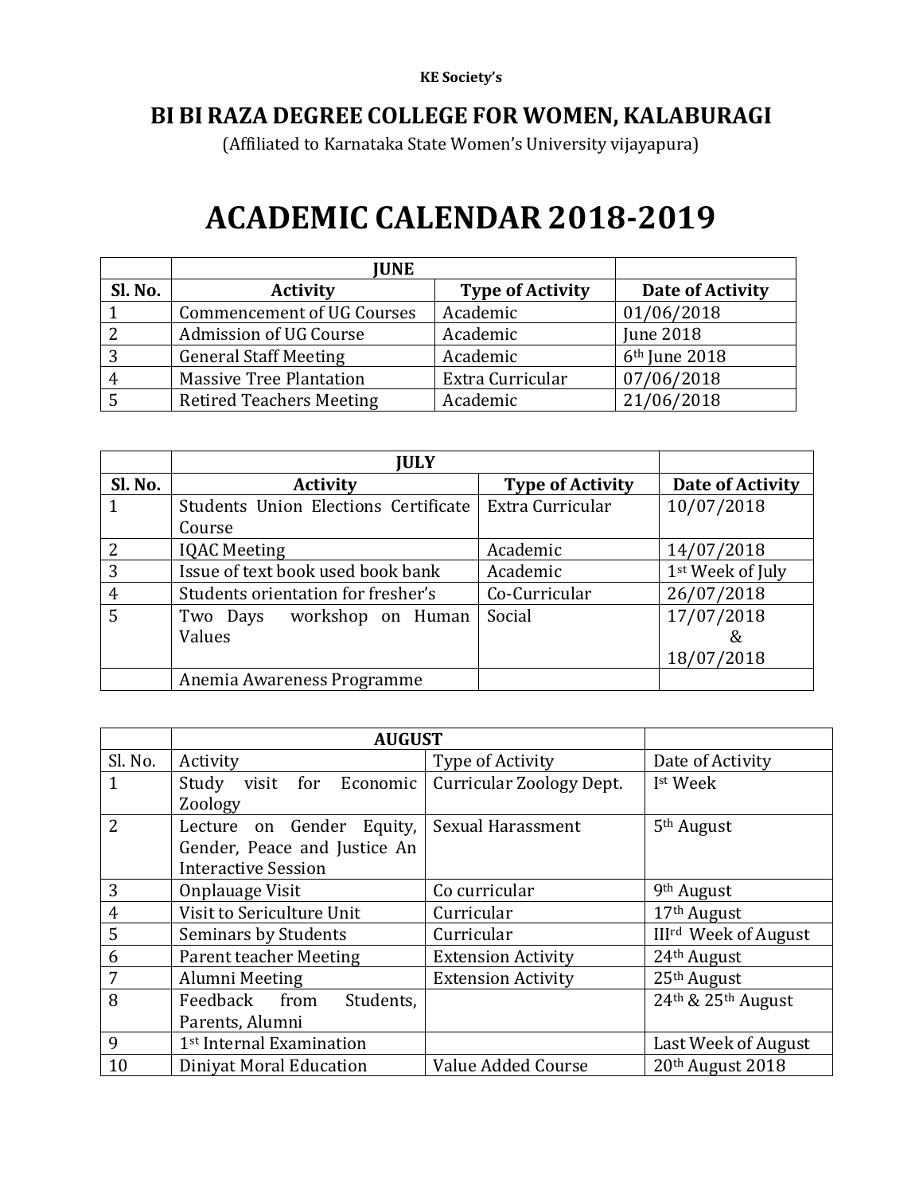**KE Society's**

## BI BI RAZA DEGREE COLLEGE FOR WOMEN, KALABURAGI

(Affiliated to Karnataka State Women's University vijayapura)

# ACADEMIC CALENDAR 2018-2019

| | JUNE | | |
|---|---|---|---|
| **Sl. No.** | **Activity** | **Type of Activity** | **Date of Activity** |
| 1 | Commencement of UG Courses | Academic | 01/06/2018 |
| 2 | Admission of UG Course | Academic | June 2018 |
| 3 | General Staff Meeting | Academic | 6th June 2018 |
| 4 | Massive Tree Plantation | Extra Curricular | 07/06/2018 |
| 5 | Retired Teachers Meeting | Academic | 21/06/2018 |

| | JULY | | |
|---|---|---|---|
| **Sl. No.** | **Activity** | **Type of Activity** | **Date of Activity** |
| 1 | Students Union Elections Certificate Course | Extra Curricular | 10/07/2018 |
| 2 | IQAC Meeting | Academic | 14/07/2018 |
| 3 | Issue of text book used book bank | Academic | 1st Week of July |
| 4 | Students orientation for fresher's | Co-Curricular | 26/07/2018 |
| 5 | Two Days workshop on Human Values | Social | 17/07/2018 & 18/07/2018 |
| | Anemia Awareness Programme | | |

| | AUGUST | | |
|---|---|---|---|
| Sl. No. | Activity | Type of Activity | Date of Activity |
| 1 | Study visit for Economic Zoology | Curricular Zoology Dept. | Ist Week |
| 2 | Lecture on Gender Equity, Gender, Peace and Justice An Interactive Session | Sexual Harassment | 5th August |
| 3 | Onplauage Visit | Co curricular | 9th August |
| 4 | Visit to Sericulture Unit | Curricular | 17th August |
| 5 | Seminars by Students | Curricular | IIIrd Week of August |
| 6 | Parent teacher Meeting | Extension Activity | 24th August |
| 7 | Alumni Meeting | Extension Activity | 25th August |
| 8 | Feedback from Students, Parents, Alumni | | 24th & 25th August |
| 9 | 1st Internal Examination | | Last Week of August |
| 10 | Diniyat Moral Education | Value Added Course | 20th August 2018 |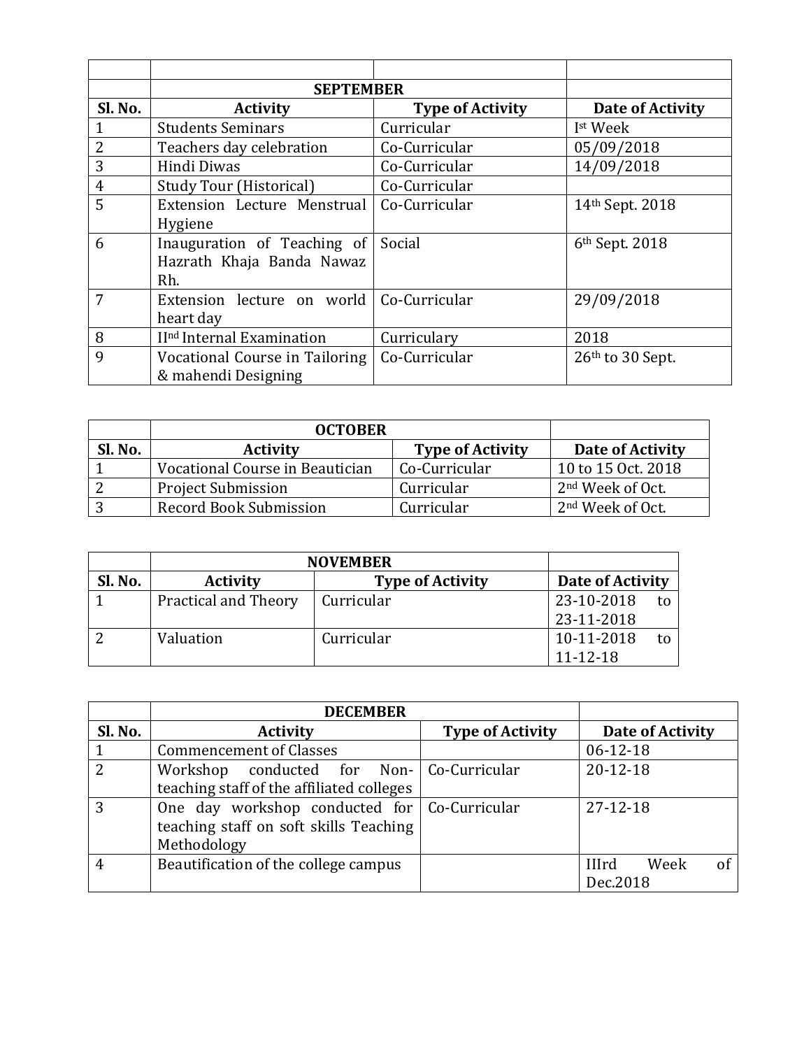|  |  |  |  |
|---|---|---|---|
|  | SEPTEMBER |  |  |
| Sl. No. | Activity | Type of Activity | Date of Activity |
| 1 | Students Seminars | Curricular | Ist Week |
| 2 | Teachers day celebration | Co-Curricular | 05/09/2018 |
| 3 | Hindi Diwas | Co-Curricular | 14/09/2018 |
| 4 | Study Tour (Historical) | Co-Curricular |  |
| 5 | Extension Lecture Menstrual Hygiene | Co-Curricular | 14th Sept. 2018 |
| 6 | Inauguration of Teaching of Hazrath Khaja Banda Nawaz Rh. | Social | 6th Sept. 2018 |
| 7 | Extension lecture on world heart day | Co-Curricular | 29/09/2018 |
| 8 | IInd Internal Examination | Curriculary | 2018 |
| 9 | Vocational Course in Tailoring & mahendi Designing | Co-Curricular | 26th to 30 Sept. |

|  | OCTOBER |  |  |
|---|---|---|---|
| Sl. No. | Activity | Type of Activity | Date of Activity |
| 1 | Vocational Course in Beautician | Co-Curricular | 10 to 15 Oct. 2018 |
| 2 | Project Submission | Curricular | 2nd Week of Oct. |
| 3 | Record Book Submission | Curricular | 2nd Week of Oct. |

|  | NOVEMBER |  |  |
|---|---|---|---|
| Sl. No. | Activity | Type of Activity | Date of Activity |
| 1 | Practical and Theory | Curricular | 23-10-2018 to 23-11-2018 |
| 2 | Valuation | Curricular | 10-11-2018 to 11-12-18 |

|  | DECEMBER |  |  |
|---|---|---|---|
| Sl. No. | Activity | Type of Activity | Date of Activity |
| 1 | Commencement of Classes |  | 06-12-18 |
| 2 | Workshop conducted for Non-teaching staff of the affiliated colleges | Co-Curricular | 20-12-18 |
| 3 | One day workshop conducted for teaching staff on soft skills Teaching Methodology | Co-Curricular | 27-12-18 |
| 4 | Beautification of the college campus |  | IIIrd Week of Dec.2018 |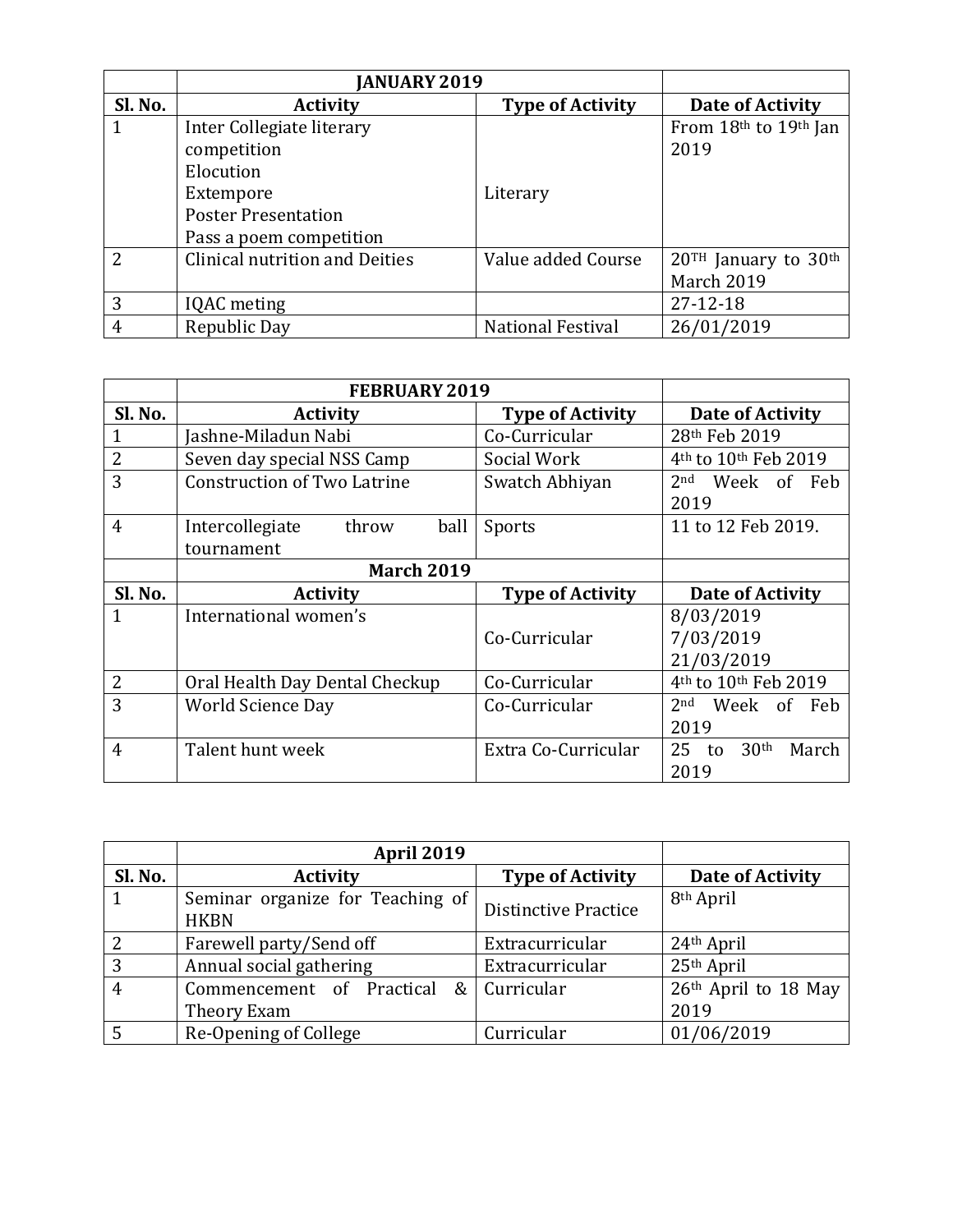| | JANUARY 2019 | | |
|---|---|---|---|
| Sl. No. | Activity | Type of Activity | Date of Activity |
| 1 | Inter Collegiate literary competition<br>Elocution<br>Extempore<br>Poster Presentation<br>Pass a poem competition | Literary | From 18th to 19th Jan 2019 |
| 2 | Clinical nutrition and Deities | Value added Course | 20TH January to 30th March 2019 |
| 3 | IQAC meting | | 27-12-18 |
| 4 | Republic Day | National Festival | 26/01/2019 |

| | FEBRUARY 2019 | | |
|---|---|---|---|
| Sl. No. | Activity | Type of Activity | Date of Activity |
| 1 | Jashne-Miladun Nabi | Co-Curricular | 28th Feb 2019 |
| 2 | Seven day special NSS Camp | Social Work | 4th to 10th Feb 2019 |
| 3 | Construction of Two Latrine | Swatch Abhiyan | 2nd Week of Feb 2019 |
| 4 | Intercollegiate throw ball tournament | Sports | 11 to 12 Feb 2019. |
| | **March 2019** | | |
| Sl. No. | Activity | Type of Activity | Date of Activity |
| 1 | International women's | Co-Curricular | 8/03/2019<br>7/03/2019<br>21/03/2019 |
| 2 | Oral Health Day Dental Checkup | Co-Curricular | 4th to 10th Feb 2019 |
| 3 | World Science Day | Co-Curricular | 2nd Week of Feb 2019 |
| 4 | Talent hunt week | Extra Co-Curricular | 25 to 30th March 2019 |

| | April 2019 | | |
|---|---|---|---|
| Sl. No. | Activity | Type of Activity | Date of Activity |
| 1 | Seminar organize for Teaching of HKBN | Distinctive Practice | 8th April |
| 2 | Farewell party/Send off | Extracurricular | 24th April |
| 3 | Annual social gathering | Extracurricular | 25th April |
| 4 | Commencement of Practical & Theory Exam | Curricular | 26th April to 18 May 2019 |
| 5 | Re-Opening of College | Curricular | 01/06/2019 |